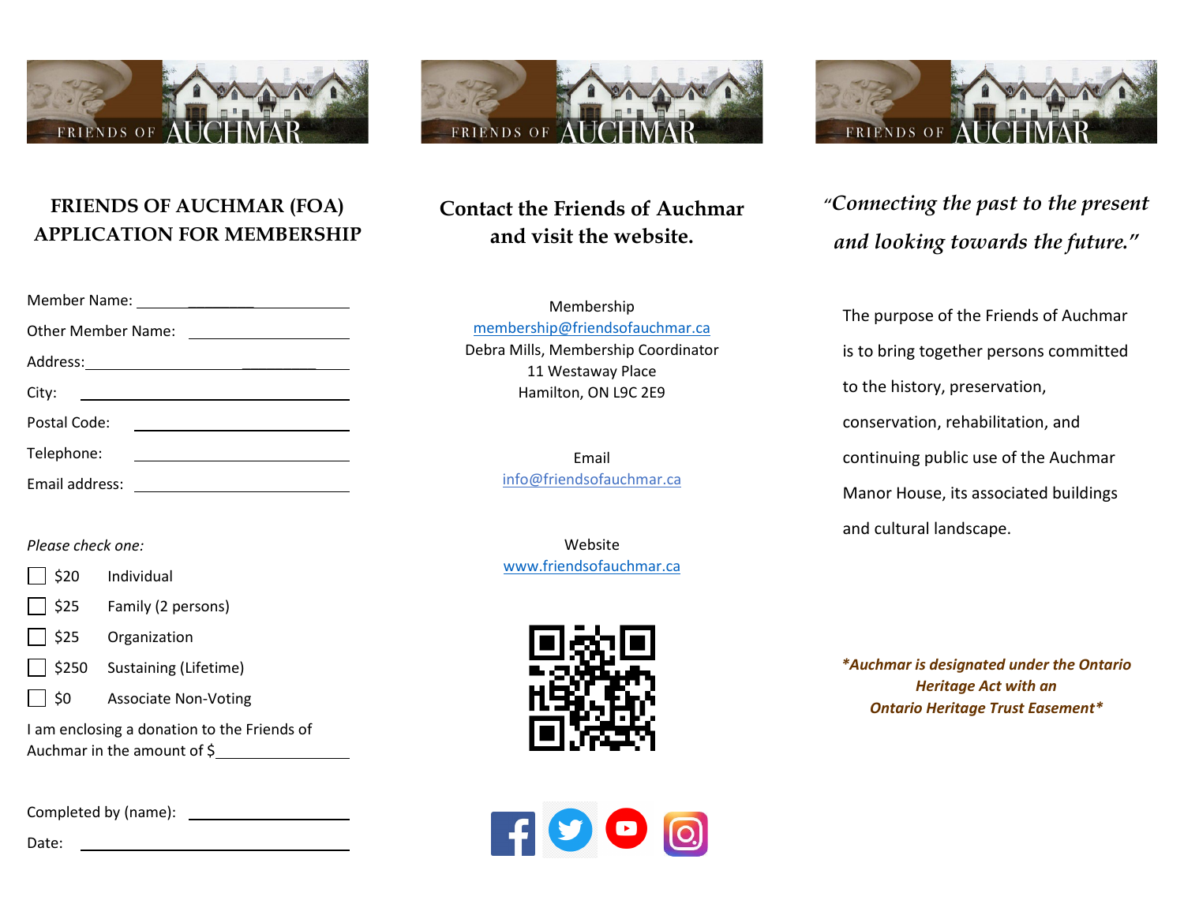FRIENDS OF AUCHMAR

## FRIENDS OF AUCHMAR (FOA) APPLICATION FOR MEMBERSHIP

Member Name: ______________________

Other Member Name: ______________________

Address: ______________________

City: ______________________

Postal Code: ______________________

Telephone: ______________________

Email address: ______________________

*Please check one:*

- ☐ $20 Individual
- ☐ $25 Family (2 persons)
- ☐ $25 Organization
- ☐ $250 Sustaining (Lifetime)
- ☐ $0 Associate Non-Voting

I am enclosing a donation to the Friends of Auchmar in the amount of $______________

Completed by (name): ______________________

Date: ______________________

FRIENDS OF AUCHMAR

## Contact the Friends of Auchmar and visit the website.

Membership
membership@friendsofauchmar.ca
Debra Mills, Membership Coordinator
11 Westaway Place
Hamilton, ON L9C 2E9

Email
info@friendsofauchmar.ca

Website
www.friendsofauchmar.ca

FRIENDS OF AUCHMAR

*"Connecting the past to the present and looking towards the future."*

The purpose of the Friends of Auchmar is to bring together persons committed to the history, preservation, conservation, rehabilitation, and continuing public use of the Auchmar Manor House, its associated buildings and cultural landscape.

***Auchmar is designated under the Ontario Heritage Act with an Ontario Heritage Trust Easement***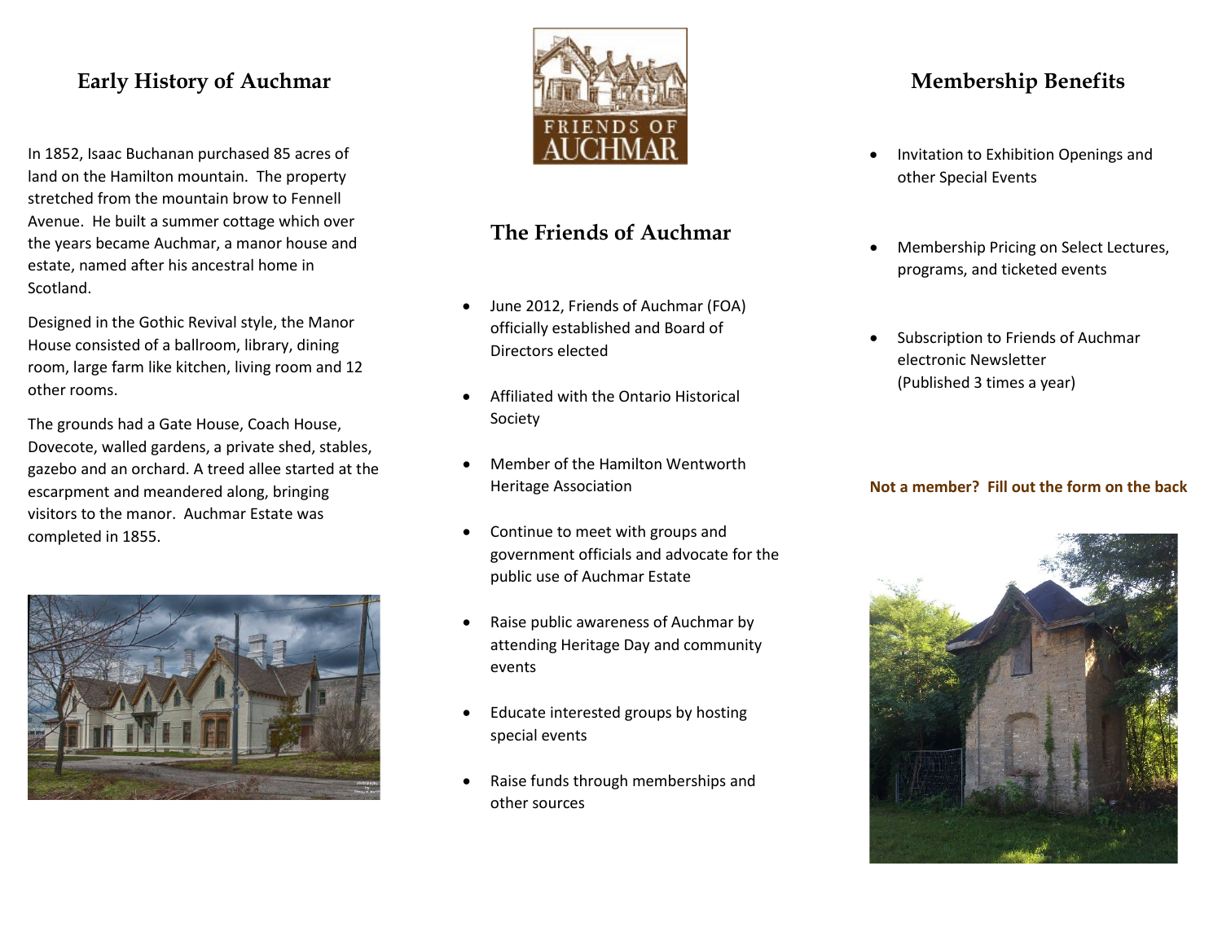## Early History of Auchmar

In 1852, Isaac Buchanan purchased 85 acres of land on the Hamilton mountain. The property stretched from the mountain brow to Fennell Avenue. He built a summer cottage which over the years became Auchmar, a manor house and estate, named after his ancestral home in Scotland.

Designed in the Gothic Revival style, the Manor House consisted of a ballroom, library, dining room, large farm like kitchen, living room and 12 other rooms.

The grounds had a Gate House, Coach House, Dovecote, walled gardens, a private shed, stables, gazebo and an orchard. A treed allee started at the escarpment and meandered along, bringing visitors to the manor. Auchmar Estate was completed in 1855.

FRIENDS OF AUCHMAR

## The Friends of Auchmar

- June 2012, Friends of Auchmar (FOA) officially established and Board of Directors elected
- Affiliated with the Ontario Historical Society
- Member of the Hamilton Wentworth Heritage Association
- Continue to meet with groups and government officials and advocate for the public use of Auchmar Estate
- Raise public awareness of Auchmar by attending Heritage Day and community events
- Educate interested groups by hosting special events
- Raise funds through memberships and other sources

## Membership Benefits

- Invitation to Exhibition Openings and other Special Events
- Membership Pricing on Select Lectures, programs, and ticketed events
- Subscription to Friends of Auchmar electronic Newsletter (Published 3 times a year)

**Not a member? Fill out the form on the back**